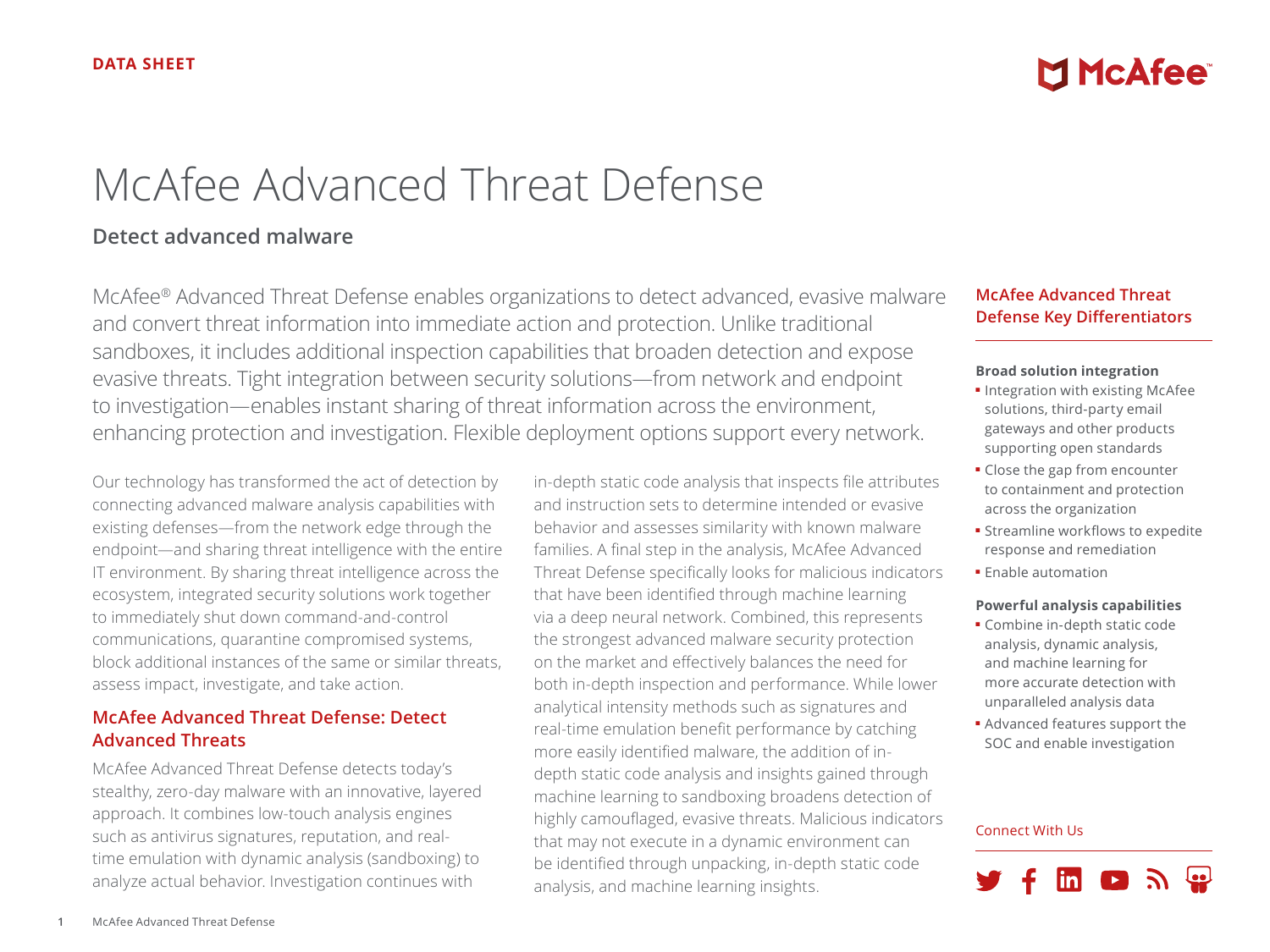DATA SHEET

# McAfee Advanced Threat Defense

## Detect advanced malware

McAfee® Advanced Threat Defense enables organizations to detect advanced, evasive malware and convert threat information into immediate action and protection. Unlike traditional sandboxes, it includes additional inspection capabilities that broaden detection and expose evasive threats. Tight integration between security solutions—from network and endpoint to investigation—enables instant sharing of threat information across the environment, enhancing protection and investigation. Flexible deployment options support every network.

Our technology has transformed the act of detection by connecting advanced malware analysis capabilities with existing defenses—from the network edge through the endpoint—and sharing threat intelligence with the entire IT environment. By sharing threat intelligence across the ecosystem, integrated security solutions work together to immediately shut down command-and-control communications, quarantine compromised systems, block additional instances of the same or similar threats, assess impact, investigate, and take action.

### McAfee Advanced Threat Defense: Detect Advanced Threats

McAfee Advanced Threat Defense detects today's stealthy, zero-day malware with an innovative, layered approach. It combines low-touch analysis engines such as antivirus signatures, reputation, and real-time emulation with dynamic analysis (sandboxing) to analyze actual behavior. Investigation continues with in-depth static code analysis that inspects file attributes and instruction sets to determine intended or evasive behavior and assesses similarity with known malware families. A final step in the analysis, McAfee Advanced Threat Defense specifically looks for malicious indicators that have been identified through machine learning via a deep neural network. Combined, this represents the strongest advanced malware security protection on the market and effectively balances the need for both in-depth inspection and performance. While lower analytical intensity methods such as signatures and real-time emulation benefit performance by catching more easily identified malware, the addition of in-depth static code analysis and insights gained through machine learning to sandboxing broadens detection of highly camouflaged, evasive threats. Malicious indicators that may not execute in a dynamic environment can be identified through unpacking, in-depth static code analysis, and machine learning insights.

### McAfee Advanced Threat Defense Key Differentiators

**Broad solution integration**

- Integration with existing McAfee solutions, third-party email gateways and other products supporting open standards
- Close the gap from encounter to containment and protection across the organization
- Streamline workflows to expedite response and remediation
- Enable automation

**Powerful analysis capabilities**

- Combine in-depth static code analysis, dynamic analysis, and machine learning for more accurate detection with unparalleled analysis data
- Advanced features support the SOC and enable investigation

Connect With Us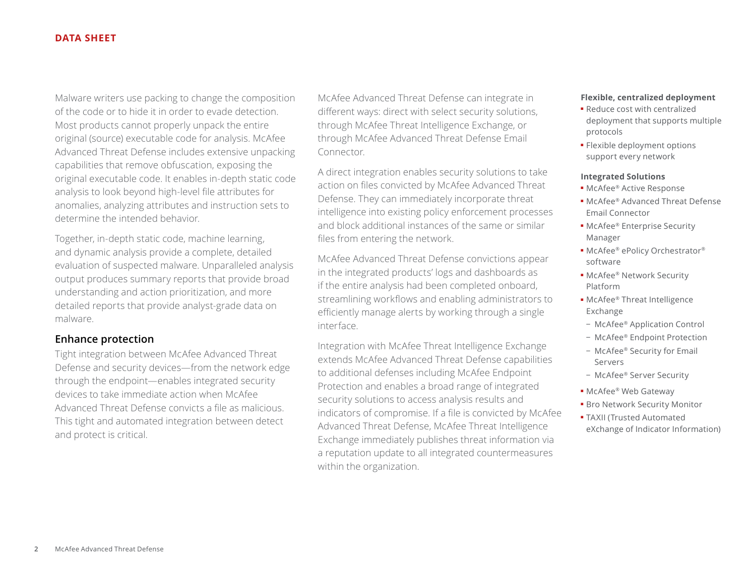Malware writers use packing to change the composition of the code or to hide it in order to evade detection. Most products cannot properly unpack the entire original (source) executable code for analysis. McAfee Advanced Threat Defense includes extensive unpacking capabilities that remove obfuscation, exposing the original executable code. It enables in-depth static code analysis to look beyond high-level file attributes for anomalies, analyzing attributes and instruction sets to determine the intended behavior.

Together, in-depth static code, machine learning, and dynamic analysis provide a complete, detailed evaluation of suspected malware. Unparalleled analysis output produces summary reports that provide broad understanding and action prioritization, and more detailed reports that provide analyst-grade data on malware.

## Enhance protection

Tight integration between McAfee Advanced Threat Defense and security devices—from the network edge through the endpoint—enables integrated security devices to take immediate action when McAfee Advanced Threat Defense convicts a file as malicious. This tight and automated integration between detect and protect is critical.

McAfee Advanced Threat Defense can integrate in different ways: direct with select security solutions, through McAfee Threat Intelligence Exchange, or through McAfee Advanced Threat Defense Email Connector.

A direct integration enables security solutions to take action on files convicted by McAfee Advanced Threat Defense. They can immediately incorporate threat intelligence into existing policy enforcement processes and block additional instances of the same or similar files from entering the network.

McAfee Advanced Threat Defense convictions appear in the integrated products' logs and dashboards as if the entire analysis had been completed onboard, streamlining workflows and enabling administrators to efficiently manage alerts by working through a single interface.

Integration with McAfee Threat Intelligence Exchange extends McAfee Advanced Threat Defense capabilities to additional defenses including McAfee Endpoint Protection and enables a broad range of integrated security solutions to access analysis results and indicators of compromise. If a file is convicted by McAfee Advanced Threat Defense, McAfee Threat Intelligence Exchange immediately publishes threat information via a reputation update to all integrated countermeasures within the organization.

**Flexible, centralized deployment**

- Reduce cost with centralized deployment that supports multiple protocols
- Flexible deployment options support every network

**Integrated Solutions**

- McAfee® Active Response
- McAfee® Advanced Threat Defense Email Connector
- McAfee® Enterprise Security Manager
- McAfee® ePolicy Orchestrator® software
- McAfee® Network Security Platform
- McAfee® Threat Intelligence Exchange
  - McAfee® Application Control
  - McAfee® Endpoint Protection
  - McAfee® Security for Email Servers
  - McAfee® Server Security
- McAfee® Web Gateway
- Bro Network Security Monitor
- TAXII (Trusted Automated eXchange of Indicator Information)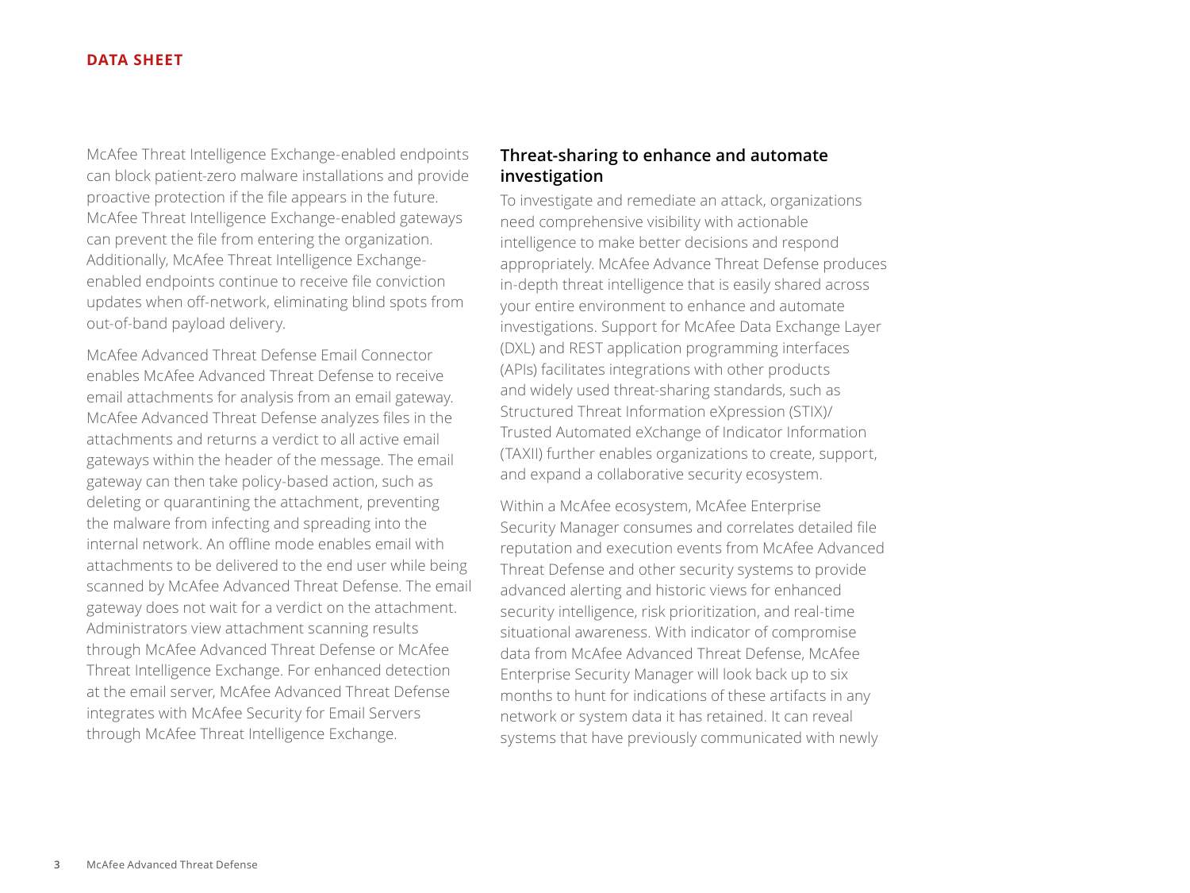McAfee Threat Intelligence Exchange-enabled endpoints can block patient-zero malware installations and provide proactive protection if the file appears in the future. McAfee Threat Intelligence Exchange-enabled gateways can prevent the file from entering the organization. Additionally, McAfee Threat Intelligence Exchange-enabled endpoints continue to receive file conviction updates when off-network, eliminating blind spots from out-of-band payload delivery.

McAfee Advanced Threat Defense Email Connector enables McAfee Advanced Threat Defense to receive email attachments for analysis from an email gateway. McAfee Advanced Threat Defense analyzes files in the attachments and returns a verdict to all active email gateways within the header of the message. The email gateway can then take policy-based action, such as deleting or quarantining the attachment, preventing the malware from infecting and spreading into the internal network. An offline mode enables email with attachments to be delivered to the end user while being scanned by McAfee Advanced Threat Defense. The email gateway does not wait for a verdict on the attachment. Administrators view attachment scanning results through McAfee Advanced Threat Defense or McAfee Threat Intelligence Exchange. For enhanced detection at the email server, McAfee Advanced Threat Defense integrates with McAfee Security for Email Servers through McAfee Threat Intelligence Exchange.

### Threat-sharing to enhance and automate investigation

To investigate and remediate an attack, organizations need comprehensive visibility with actionable intelligence to make better decisions and respond appropriately. McAfee Advance Threat Defense produces in-depth threat intelligence that is easily shared across your entire environment to enhance and automate investigations. Support for McAfee Data Exchange Layer (DXL) and REST application programming interfaces (APIs) facilitates integrations with other products and widely used threat-sharing standards, such as Structured Threat Information eXpression (STIX)/ Trusted Automated eXchange of Indicator Information (TAXII) further enables organizations to create, support, and expand a collaborative security ecosystem.

Within a McAfee ecosystem, McAfee Enterprise Security Manager consumes and correlates detailed file reputation and execution events from McAfee Advanced Threat Defense and other security systems to provide advanced alerting and historic views for enhanced security intelligence, risk prioritization, and real-time situational awareness. With indicator of compromise data from McAfee Advanced Threat Defense, McAfee Enterprise Security Manager will look back up to six months to hunt for indications of these artifacts in any network or system data it has retained. It can reveal systems that have previously communicated with newly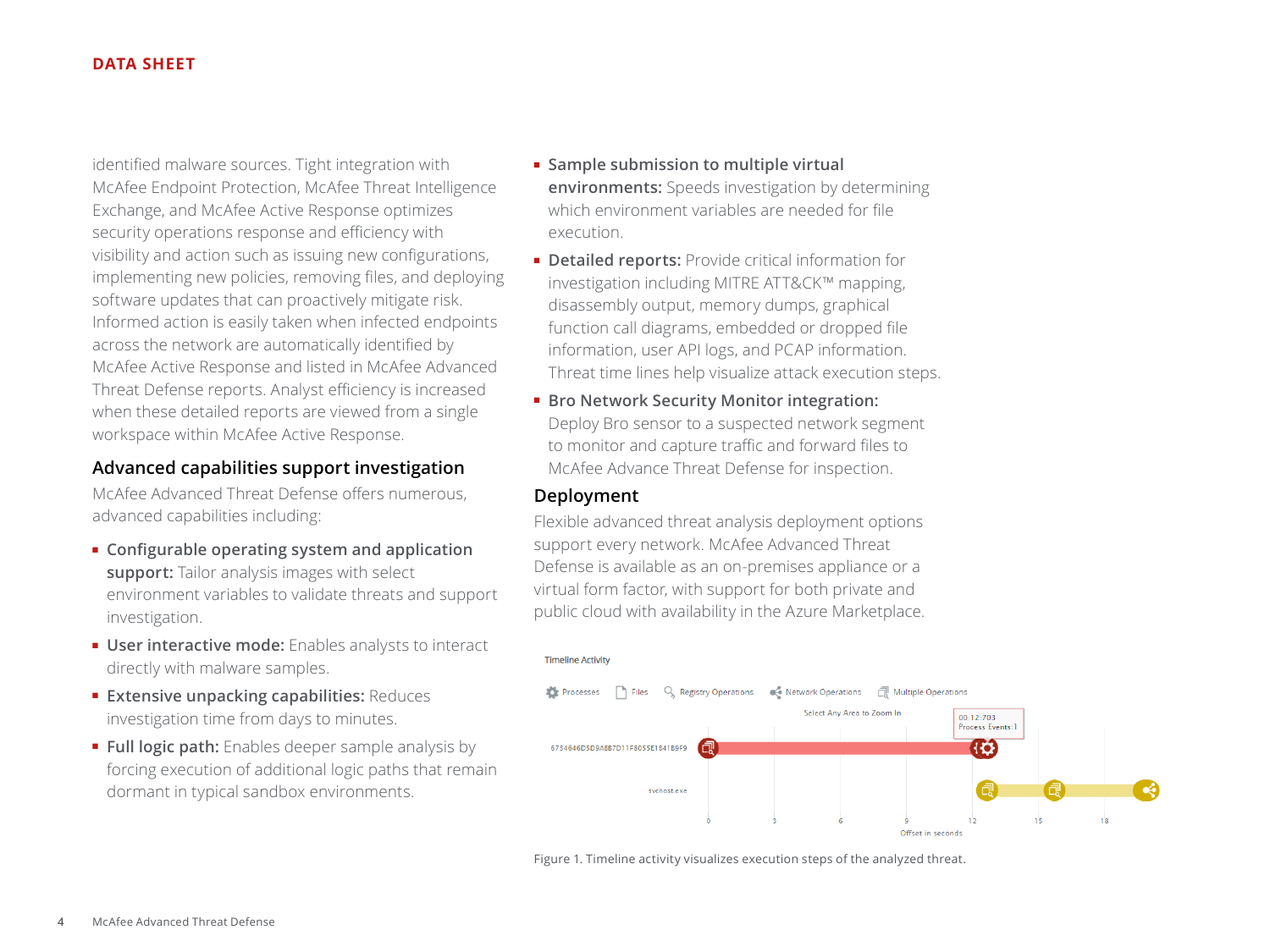identified malware sources. Tight integration with McAfee Endpoint Protection, McAfee Threat Intelligence Exchange, and McAfee Active Response optimizes security operations response and efficiency with visibility and action such as issuing new configurations, implementing new policies, removing files, and deploying software updates that can proactively mitigate risk. Informed action is easily taken when infected endpoints across the network are automatically identified by McAfee Active Response and listed in McAfee Advanced Threat Defense reports. Analyst efficiency is increased when these detailed reports are viewed from a single workspace within McAfee Active Response.

## Advanced capabilities support investigation

McAfee Advanced Threat Defense offers numerous, advanced capabilities including:

- **Configurable operating system and application support:** Tailor analysis images with select environment variables to validate threats and support investigation.
- **User interactive mode:** Enables analysts to interact directly with malware samples.
- **Extensive unpacking capabilities:** Reduces investigation time from days to minutes.
- **Full logic path:** Enables deeper sample analysis by forcing execution of additional logic paths that remain dormant in typical sandbox environments.
- **Sample submission to multiple virtual environments:** Speeds investigation by determining which environment variables are needed for file execution.
- **Detailed reports:** Provide critical information for investigation including MITRE ATT&CK™ mapping, disassembly output, memory dumps, graphical function call diagrams, embedded or dropped file information, user API logs, and PCAP information. Threat time lines help visualize attack execution steps.
- **Bro Network Security Monitor integration:** Deploy Bro sensor to a suspected network segment to monitor and capture traffic and forward files to McAfee Advance Threat Defense for inspection.

## Deployment

Flexible advanced threat analysis deployment options support every network. McAfee Advanced Threat Defense is available as an on-premises appliance or a virtual form factor, with support for both private and public cloud with availability in the Azure Marketplace.

Figure 1. Timeline activity visualizes execution steps of the analyzed threat.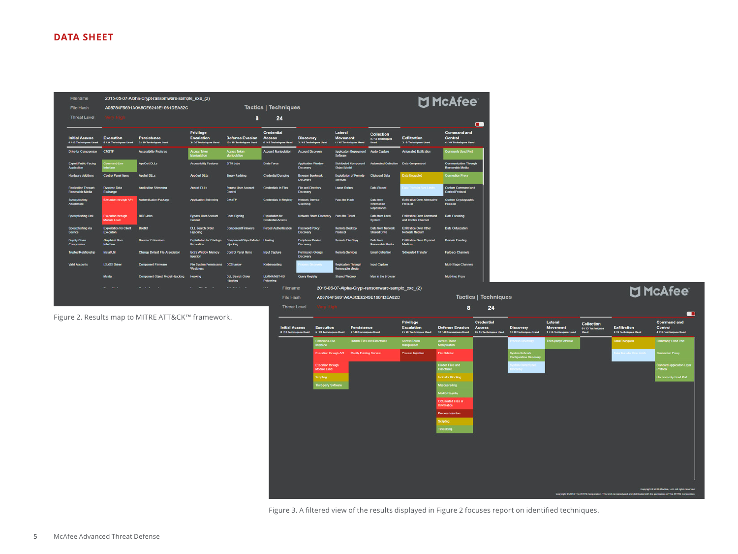Figure 2. Results map to MITRE ATT&CK™ framework.

Figure 3. A filtered view of the results displayed in Figure 2 focuses report on identified techniques.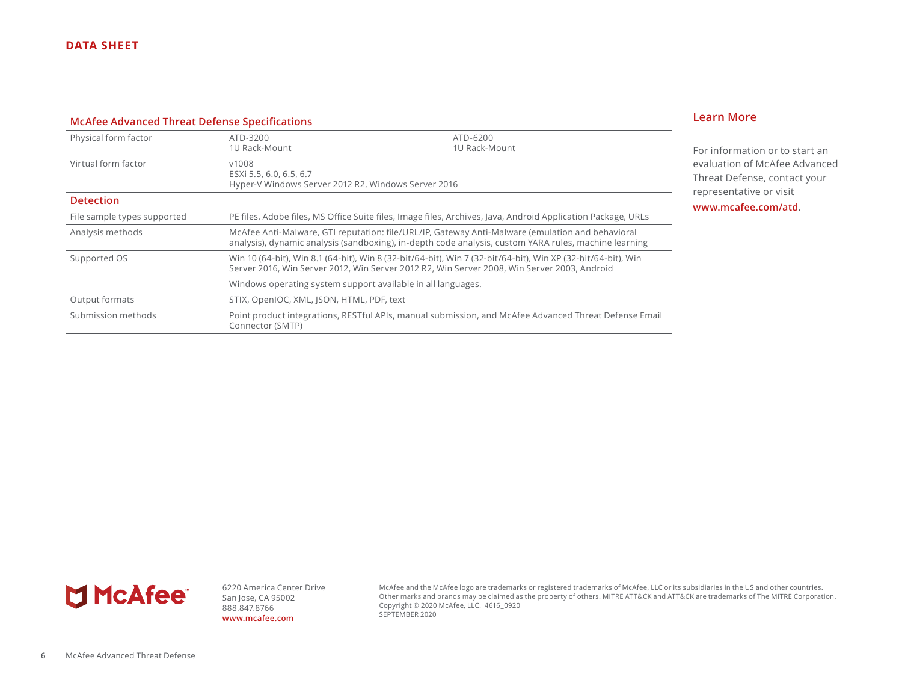**DATA SHEET**

| McAfee Advanced Threat Defense Specifications | | |
|---|---|---|
| Physical form factor | ATD-3200<br>1U Rack-Mount | ATD-6200<br>1U Rack-Mount |
| Virtual form factor | v1008<br>ESXi 5.5, 6.0, 6.5, 6.7<br>Hyper-V Windows Server 2012 R2, Windows Server 2016 | |
| **Detection** | | |
| File sample types supported | PE files, Adobe files, MS Office Suite files, Image files, Archives, Java, Android Application Package, URLs | |
| Analysis methods | McAfee Anti-Malware, GTI reputation: file/URL/IP, Gateway Anti-Malware (emulation and behavioral analysis), dynamic analysis (sandboxing), in-depth code analysis, custom YARA rules, machine learning | |
| Supported OS | Win 10 (64-bit), Win 8.1 (64-bit), Win 8 (32-bit/64-bit), Win 7 (32-bit/64-bit), Win XP (32-bit/64-bit), Win Server 2016, Win Server 2012, Win Server 2012 R2, Win Server 2008, Win Server 2003, Android<br>Windows operating system support available in all languages. | |
| Output formats | STIX, OpenIOC, XML, JSON, HTML, PDF, text | |
| Submission methods | Point product integrations, RESTful APIs, manual submission, and McAfee Advanced Threat Defense Email Connector (SMTP) | |

## Learn More

For information or to start an evaluation of McAfee Advanced Threat Defense, contact your representative or visit **www.mcafee.com/atd**.

6220 America Center Drive
San Jose, CA 95002
888.847.8766
www.mcafee.com

McAfee and the McAfee logo are trademarks or registered trademarks of McAfee, LLC or its subsidiaries in the US and other countries. Other marks and brands may be claimed as the property of others. MITRE ATT&CK and ATT&CK are trademarks of The MITRE Corporation.
Copyright © 2020 McAfee, LLC. 4616_0920
SEPTEMBER 2020